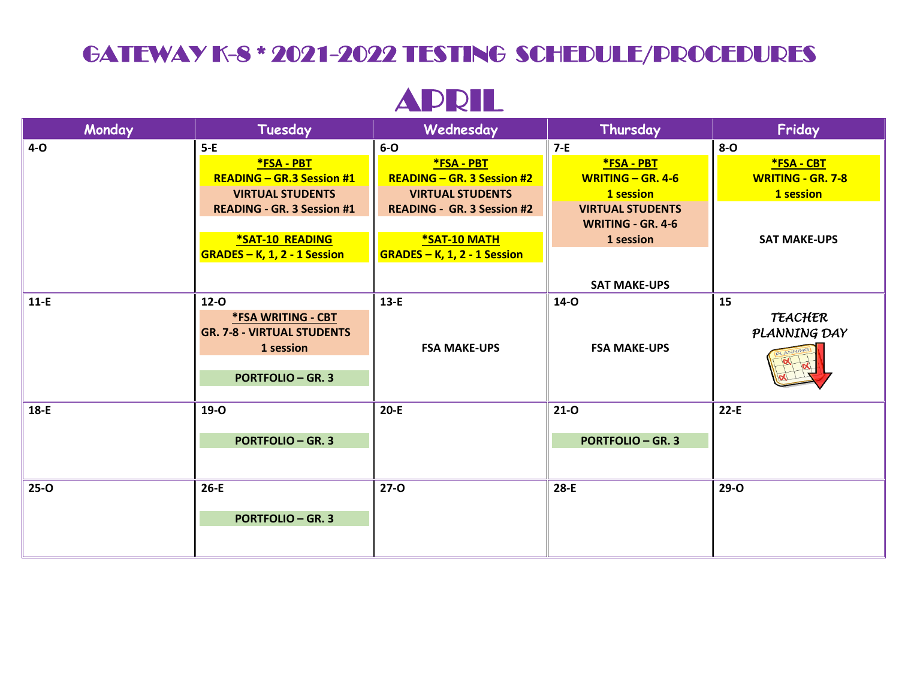# GATEWAY K-8 * 2021-2022 TESTING SCHEDULE/PROCEDURES

## APRIL

| Monday | Tuesday | Wednesday | Thursday | Friday |
|---|---|---|---|---|
| **4-O** | **5-E**<br>**\*FSA - PBT**<br>**READING – GR.3 Session #1**<br>**VIRTUAL STUDENTS**<br>**READING - GR. 3 Session #1**<br><br>**\*SAT-10 READING**<br>**GRADES – K, 1, 2 - 1 Session** | **6-O**<br>**\*FSA - PBT**<br>**READING – GR. 3 Session #2**<br>**VIRTUAL STUDENTS**<br>**READING - GR. 3 Session #2**<br><br>**\*SAT-10 MATH**<br>**GRADES – K, 1, 2 - 1 Session** | **7-E**<br>**\*FSA - PBT**<br>**WRITING – GR. 4-6**<br>**1 session**<br>**VIRTUAL STUDENTS**<br>**WRITING - GR. 4-6**<br>**1 session**<br><br>**SAT MAKE-UPS** | **8-O**<br>**\*FSA - CBT**<br>**WRITING - GR. 7-8**<br>**1 session**<br><br>**SAT MAKE-UPS** |
| **11-E** | **12-O**<br>**\*FSA WRITING - CBT**<br>**GR. 7-8 - VIRTUAL STUDENTS**<br>**1 session**<br><br>**PORTFOLIO – GR. 3** | **13-E**<br><br>**FSA MAKE-UPS** | **14-O**<br><br>**FSA MAKE-UPS** | **15**<br>*TEACHER PLANNING DAY* |
| **18-E** | **19-O**<br><br>**PORTFOLIO – GR. 3** | **20-E** | **21-O**<br><br>**PORTFOLIO – GR. 3** | **22-E** |
| **25-O** | **26-E**<br><br>**PORTFOLIO – GR. 3** | **27-O** | **28-E** | **29-O** |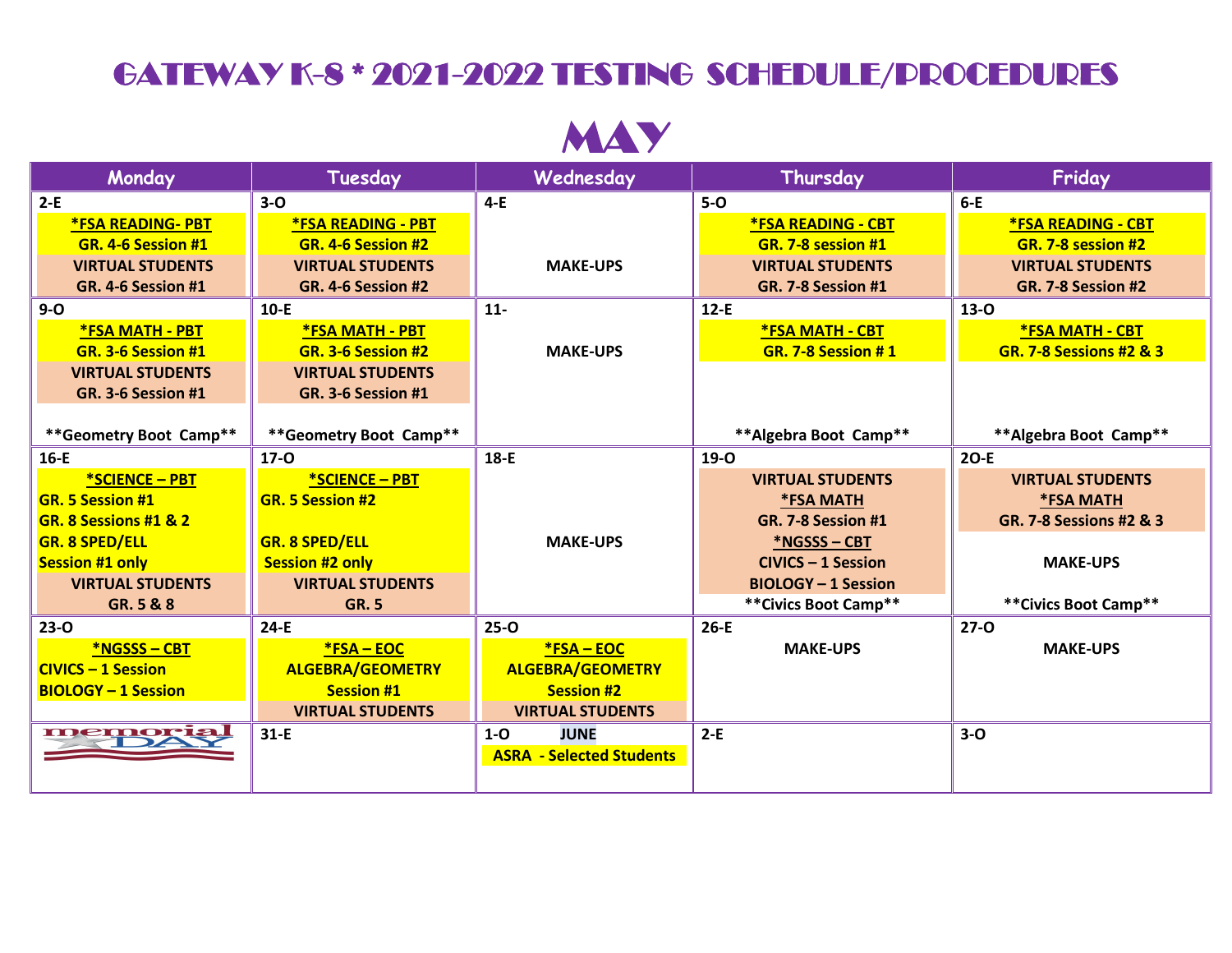# GATEWAY K-8 * 2021-2022 TESTING SCHEDULE/PROCEDURES

## MAY

| Monday | Tuesday | Wednesday | Thursday | Friday |
|---|---|---|---|---|
| 2-E<br>**\*FSA READING- PBT**<br>**GR. 4-6 Session #1**<br>**VIRTUAL STUDENTS**<br>**GR. 4-6 Session #1** | 3-O<br>**\*FSA READING - PBT**<br>**GR. 4-6 Session #2**<br>**VIRTUAL STUDENTS**<br>**GR. 4-6 Session #2** | 4-E<br>**MAKE-UPS** | 5-O<br>**\*FSA READING - CBT**<br>**GR. 7-8 session #1**<br>**VIRTUAL STUDENTS**<br>**GR. 7-8 Session #1** | 6-E<br>**\*FSA READING - CBT**<br>**GR. 7-8 session #2**<br>**VIRTUAL STUDENTS**<br>**GR. 7-8 Session #2** |
| 9-O<br>**\*FSA MATH - PBT**<br>**GR. 3-6 Session #1**<br>**VIRTUAL STUDENTS**<br>**GR. 3-6 Session #1**<br>**\*\*Geometry Boot Camp\*\*** | 10-E<br>**\*FSA MATH - PBT**<br>**GR. 3-6 Session #2**<br>**VIRTUAL STUDENTS**<br>**GR. 3-6 Session #1**<br>**\*\*Geometry Boot Camp\*\*** | 11-<br>**MAKE-UPS** | 12-E<br>**\*FSA MATH - CBT**<br>**GR. 7-8 Session # 1**<br>**\*\*Algebra Boot Camp\*\*** | 13-O<br>**\*FSA MATH - CBT**<br>**GR. 7-8 Sessions #2 & 3**<br>**\*\*Algebra Boot Camp\*\*** |
| 16-E<br>**\*SCIENCE – PBT**<br>**GR. 5 Session #1**<br>**GR. 8 Sessions #1 & 2**<br>**GR. 8 SPED/ELL**<br>**Session #1 only**<br>**VIRTUAL STUDENTS**<br>**GR. 5 & 8** | 17-O<br>**\*SCIENCE – PBT**<br>**GR. 5 Session #2**<br>**GR. 8 SPED/ELL**<br>**Session #2 only**<br>**VIRTUAL STUDENTS**<br>**GR. 5** | 18-E<br>**MAKE-UPS** | 19-O<br>**VIRTUAL STUDENTS**<br>**\*FSA MATH**<br>**GR. 7-8 Session #1**<br>**\*NGSSS – CBT**<br>**CIVICS – 1 Session**<br>**BIOLOGY – 1 Session**<br>**\*\*Civics Boot Camp\*\*** | 2O-E<br>**VIRTUAL STUDENTS**<br>**\*FSA MATH**<br>**GR. 7-8 Sessions #2 & 3**<br>**MAKE-UPS**<br>**\*\*Civics Boot Camp\*\*** |
| 23-O<br>**\*NGSSS – CBT**<br>**CIVICS – 1 Session**<br>**BIOLOGY – 1 Session** | 24-E<br>**\*FSA – EOC**<br>**ALGEBRA/GEOMETRY**<br>**Session #1**<br>**VIRTUAL STUDENTS** | 25-O<br>**\*FSA – EOC**<br>**ALGEBRA/GEOMETRY**<br>**Session #2**<br>**VIRTUAL STUDENTS** | 26-E<br>**MAKE-UPS** | 27-O<br>**MAKE-UPS** |
| memorial DAY | 31-E | 1-O **JUNE**<br>**ASRA - Selected Students** | 2-E | 3-O |